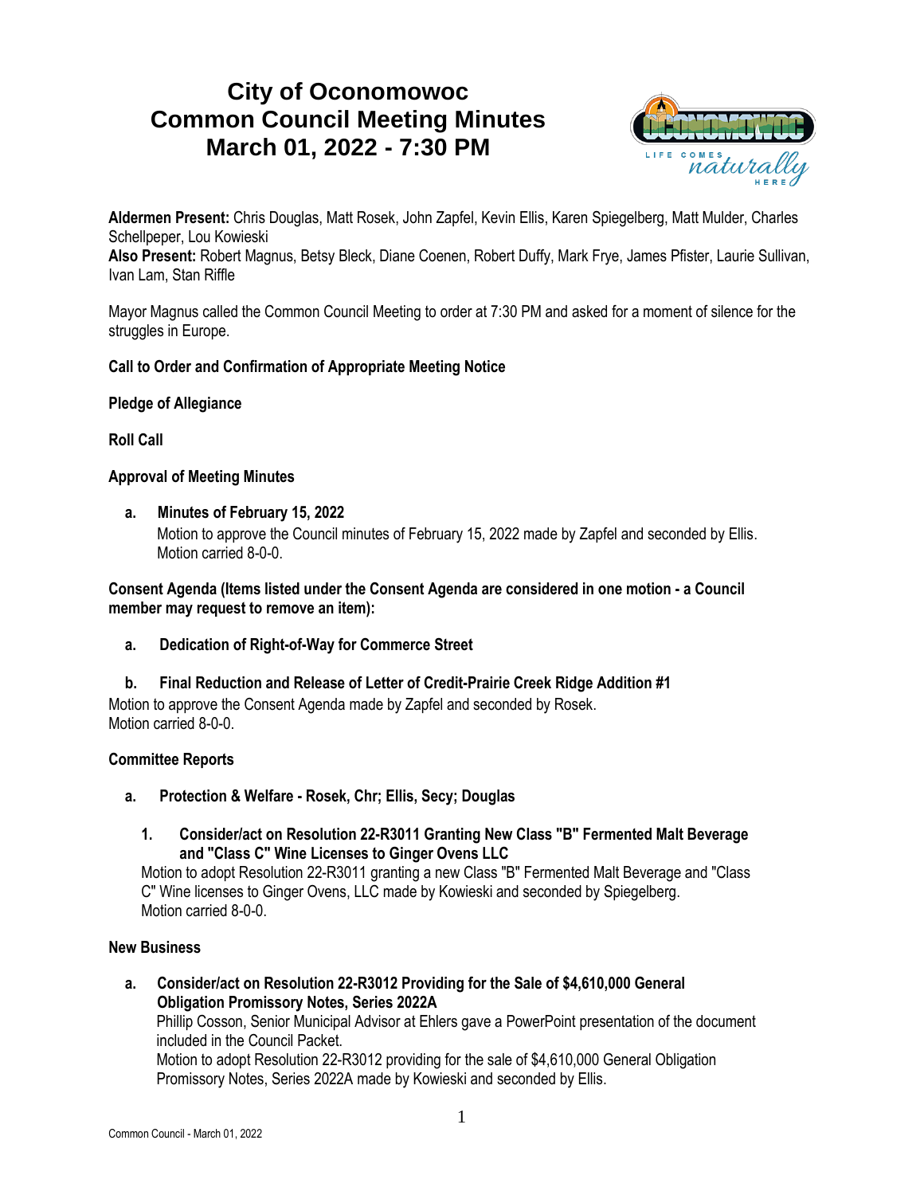# City of Oconomowoc
# Common Council Meeting Minutes
# March 01, 2022 - 7:30 PM

**Aldermen Present:** Chris Douglas, Matt Rosek, John Zapfel, Kevin Ellis, Karen Spiegelberg, Matt Mulder, Charles Schellpeper, Lou Kowieski
**Also Present:** Robert Magnus, Betsy Bleck, Diane Coenen, Robert Duffy, Mark Frye, James Pfister, Laurie Sullivan, Ivan Lam, Stan Riffle

Mayor Magnus called the Common Council Meeting to order at 7:30 PM and asked for a moment of silence for the struggles in Europe.

**Call to Order and Confirmation of Appropriate Meeting Notice**

**Pledge of Allegiance**

**Roll Call**

**Approval of Meeting Minutes**

a. **Minutes of February 15, 2022**
   Motion to approve the Council minutes of February 15, 2022 made by Zapfel and seconded by Ellis.
   Motion carried 8-0-0.

**Consent Agenda (Items listed under the Consent Agenda are considered in one motion - a Council member may request to remove an item):**

a. **Dedication of Right-of-Way for Commerce Street**

b. **Final Reduction and Release of Letter of Credit-Prairie Creek Ridge Addition #1**

Motion to approve the Consent Agenda made by Zapfel and seconded by Rosek.
Motion carried 8-0-0.

**Committee Reports**

a. **Protection & Welfare - Rosek, Chr; Ellis, Secy; Douglas**

   1. **Consider/act on Resolution 22-R3011 Granting New Class "B" Fermented Malt Beverage and "Class C" Wine Licenses to Ginger Ovens LLC**
      Motion to adopt Resolution 22-R3011 granting a new Class "B" Fermented Malt Beverage and "Class C" Wine licenses to Ginger Ovens, LLC made by Kowieski and seconded by Spiegelberg.
      Motion carried 8-0-0.

**New Business**

a. **Consider/act on Resolution 22-R3012 Providing for the Sale of $4,610,000 General Obligation Promissory Notes, Series 2022A**
   Phillip Cosson, Senior Municipal Advisor at Ehlers gave a PowerPoint presentation of the document included in the Council Packet.
   Motion to adopt Resolution 22-R3012 providing for the sale of $4,610,000 General Obligation Promissory Notes, Series 2022A made by Kowieski and seconded by Ellis.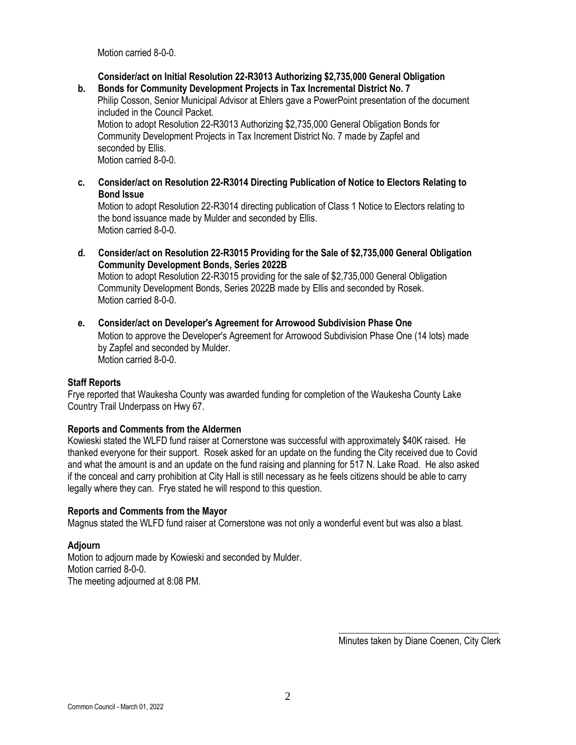Motion carried 8-0-0.

**b. Consider/act on Initial Resolution 22-R3013 Authorizing $2,735,000 General Obligation Bonds for Community Development Projects in Tax Incremental District No. 7**

Philip Cosson, Senior Municipal Advisor at Ehlers gave a PowerPoint presentation of the document included in the Council Packet.
Motion to adopt Resolution 22-R3013 Authorizing $2,735,000 General Obligation Bonds for Community Development Projects in Tax Increment District No. 7 made by Zapfel and seconded by Ellis.
Motion carried 8-0-0.

**c. Consider/act on Resolution 22-R3014 Directing Publication of Notice to Electors Relating to Bond Issue**

Motion to adopt Resolution 22-R3014 directing publication of Class 1 Notice to Electors relating to the bond issuance made by Mulder and seconded by Ellis.
Motion carried 8-0-0.

**d. Consider/act on Resolution 22-R3015 Providing for the Sale of $2,735,000 General Obligation Community Development Bonds, Series 2022B**

Motion to adopt Resolution 22-R3015 providing for the sale of $2,735,000 General Obligation Community Development Bonds, Series 2022B made by Ellis and seconded by Rosek.
Motion carried 8-0-0.

**e. Consider/act on Developer's Agreement for Arrowood Subdivision Phase One**

Motion to approve the Developer's Agreement for Arrowood Subdivision Phase One (14 lots) made by Zapfel and seconded by Mulder.
Motion carried 8-0-0.

**Staff Reports**

Frye reported that Waukesha County was awarded funding for completion of the Waukesha County Lake Country Trail Underpass on Hwy 67.

**Reports and Comments from the Aldermen**

Kowieski stated the WLFD fund raiser at Cornerstone was successful with approximately $40K raised. He thanked everyone for their support. Rosek asked for an update on the funding the City received due to Covid and what the amount is and an update on the fund raising and planning for 517 N. Lake Road. He also asked if the conceal and carry prohibition at City Hall is still necessary as he feels citizens should be able to carry legally where they can. Frye stated he will respond to this question.

**Reports and Comments from the Mayor**

Magnus stated the WLFD fund raiser at Cornerstone was not only a wonderful event but was also a blast.

**Adjourn**

Motion to adjourn made by Kowieski and seconded by Mulder.
Motion carried 8-0-0.
The meeting adjourned at 8:08 PM.

Minutes taken by Diane Coenen, City Clerk